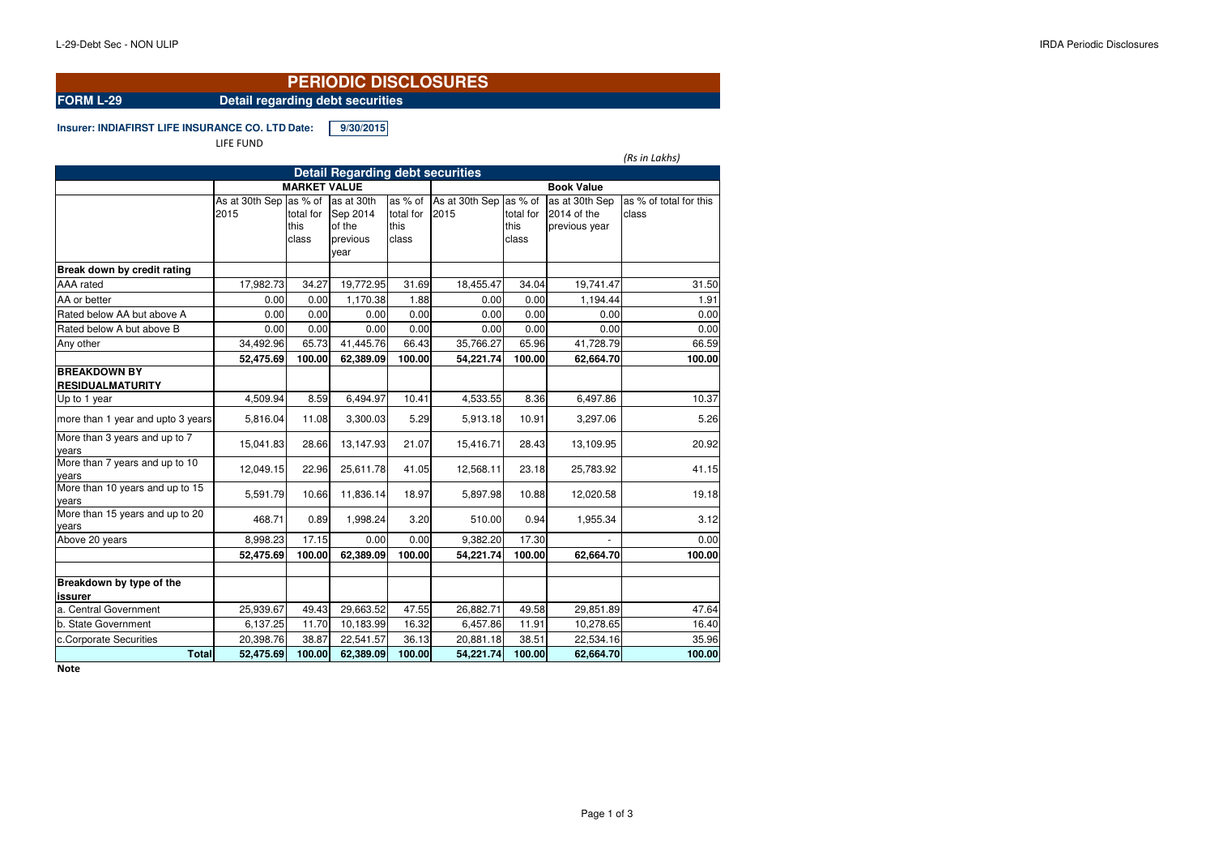# PERIODIC DISCLOSURES

**FORM L-29** **Detail regarding debt securities**

**Insurer: INDIAFIRST LIFE INSURANCE CO. LTD** **Date:** **9/30/2015**

LIFE FUND

*(Rs in Lakhs)*

| Detail Regarding debt securities | | | | | | | | |
|---|---|---|---|---|---|---|---|---|
| | MARKET VALUE | | | | Book Value | | | |
| | As at 30th Sep 2015 | as % of total for this class | as at 30th Sep 2014 of the previous year | as % of total for this class | As at 30th Sep 2015 | as % of total for this class | as at 30th Sep 2014 of the previous year | as % of total for this class |
| **Break down by credit rating** | | | | | | | | |
| AAA rated | 17,982.73 | 34.27 | 19,772.95 | 31.69 | 18,455.47 | 34.04 | 19,741.47 | 31.50 |
| AA or better | 0.00 | 0.00 | 1,170.38 | 1.88 | 0.00 | 0.00 | 1,194.44 | 1.91 |
| Rated below AA but above A | 0.00 | 0.00 | 0.00 | 0.00 | 0.00 | 0.00 | 0.00 | 0.00 |
| Rated below A but above B | 0.00 | 0.00 | 0.00 | 0.00 | 0.00 | 0.00 | 0.00 | 0.00 |
| Any other | 34,492.96 | 65.73 | 41,445.76 | 66.43 | 35,766.27 | 65.96 | 41,728.79 | 66.59 |
| | **52,475.69** | **100.00** | **62,389.09** | **100.00** | **54,221.74** | **100.00** | **62,664.70** | **100.00** |
| **BREAKDOWN BY RESIDUALMATURITY** | | | | | | | | |
| Up to 1 year | 4,509.94 | 8.59 | 6,494.97 | 10.41 | 4,533.55 | 8.36 | 6,497.86 | 10.37 |
| more than 1 year and upto 3 years | 5,816.04 | 11.08 | 3,300.03 | 5.29 | 5,913.18 | 10.91 | 3,297.06 | 5.26 |
| More than 3 years and up to 7 years | 15,041.83 | 28.66 | 13,147.93 | 21.07 | 15,416.71 | 28.43 | 13,109.95 | 20.92 |
| More than 7 years and up to 10 years | 12,049.15 | 22.96 | 25,611.78 | 41.05 | 12,568.11 | 23.18 | 25,783.92 | 41.15 |
| More than 10 years and up to 15 years | 5,591.79 | 10.66 | 11,836.14 | 18.97 | 5,897.98 | 10.88 | 12,020.58 | 19.18 |
| More than 15 years and up to 20 years | 468.71 | 0.89 | 1,998.24 | 3.20 | 510.00 | 0.94 | 1,955.34 | 3.12 |
| Above 20 years | 8,998.23 | 17.15 | 0.00 | 0.00 | 9,382.20 | 17.30 | - | 0.00 |
| | **52,475.69** | **100.00** | **62,389.09** | **100.00** | **54,221.74** | **100.00** | **62,664.70** | **100.00** |
| | | | | | | | | |
| **Breakdown by type of the issurer** | | | | | | | | |
| a. Central Government | 25,939.67 | 49.43 | 29,663.52 | 47.55 | 26,882.71 | 49.58 | 29,851.89 | 47.64 |
| b. State Government | 6,137.25 | 11.70 | 10,183.99 | 16.32 | 6,457.86 | 11.91 | 10,278.65 | 16.40 |
| c.Corporate Securities | 20,398.76 | 38.87 | 22,541.57 | 36.13 | 20,881.18 | 38.51 | 22,534.16 | 35.96 |
| **Total** | **52,475.69** | **100.00** | **62,389.09** | **100.00** | **54,221.74** | **100.00** | **62,664.70** | **100.00** |

**Note**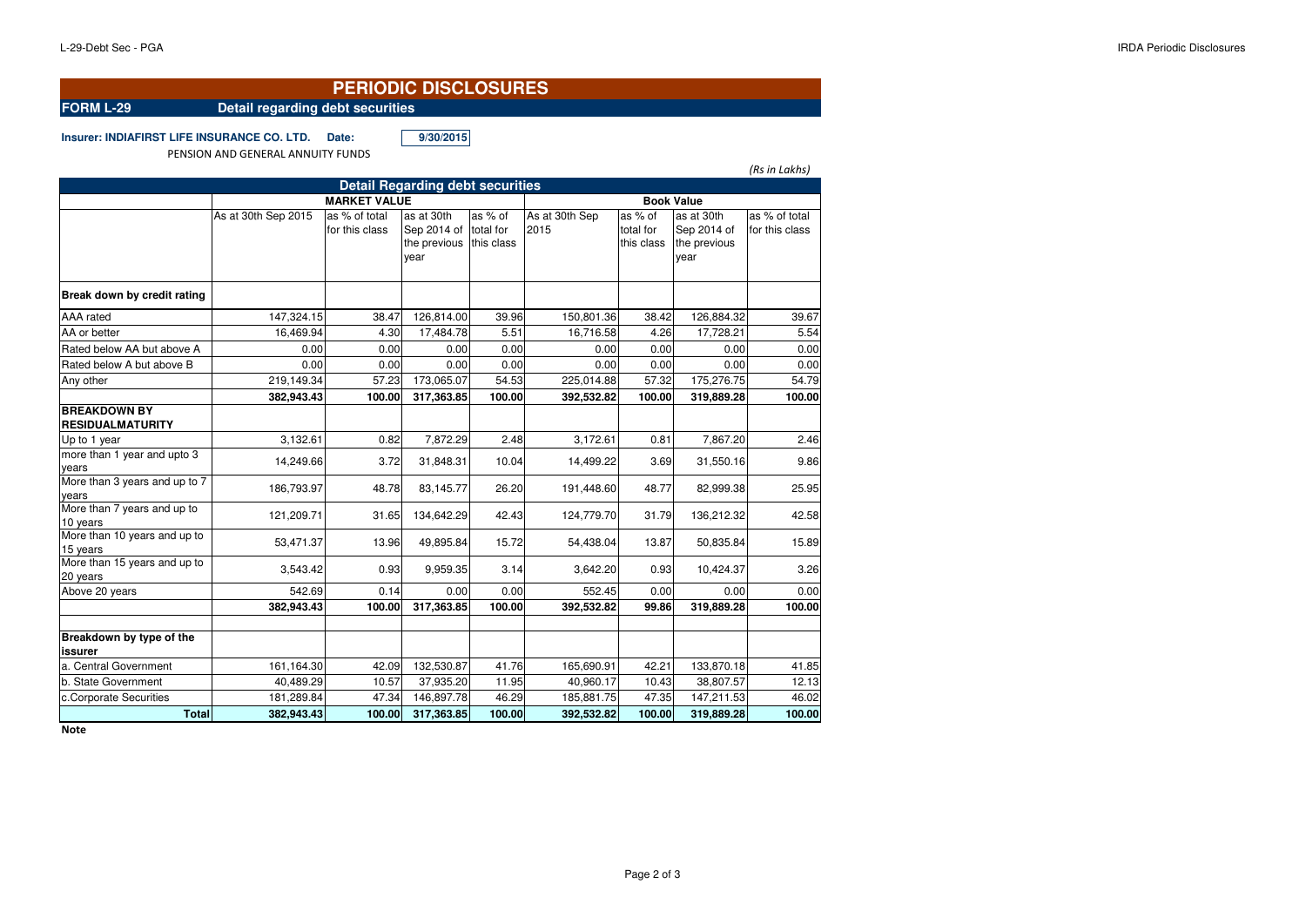# PERIODIC DISCLOSURES

**FORM L-29** **Detail regarding debt securities**

**Insurer: INDIAFIRST LIFE INSURANCE CO. LTD.** **Date:** 9/30/2015

PENSION AND GENERAL ANNUITY FUNDS

*(Rs in Lakhs)*

| Detail Regarding debt securities | | | | | | | | |
|---|---|---|---|---|---|---|---|---|
| | MARKET VALUE | | | | Book Value | | | |
| | As at 30th Sep 2015 | as % of total for this class | as at 30th Sep 2014 of the previous year | as % of total for this class | As at 30th Sep 2015 | as % of total for this class | as at 30th Sep 2014 of the previous year | as % of total for this class |
| **Break down by credit rating** | | | | | | | | |
| AAA rated | 147,324.15 | 38.47 | 126,814.00 | 39.96 | 150,801.36 | 38.42 | 126,884.32 | 39.67 |
| AA or better | 16,469.94 | 4.30 | 17,484.78 | 5.51 | 16,716.58 | 4.26 | 17,728.21 | 5.54 |
| Rated below AA but above A | 0.00 | 0.00 | 0.00 | 0.00 | 0.00 | 0.00 | 0.00 | 0.00 |
| Rated below A but above B | 0.00 | 0.00 | 0.00 | 0.00 | 0.00 | 0.00 | 0.00 | 0.00 |
| Any other | 219,149.34 | 57.23 | 173,065.07 | 54.53 | 225,014.88 | 57.32 | 175,276.75 | 54.79 |
| | **382,943.43** | **100.00** | **317,363.85** | **100.00** | **392,532.82** | **100.00** | **319,889.28** | **100.00** |
| **BREAKDOWN BY RESIDUALMATURITY** | | | | | | | | |
| Up to 1 year | 3,132.61 | 0.82 | 7,872.29 | 2.48 | 3,172.61 | 0.81 | 7,867.20 | 2.46 |
| more than 1 year and upto 3 years | 14,249.66 | 3.72 | 31,848.31 | 10.04 | 14,499.22 | 3.69 | 31,550.16 | 9.86 |
| More than 3 years and up to 7 years | 186,793.97 | 48.78 | 83,145.77 | 26.20 | 191,448.60 | 48.77 | 82,999.38 | 25.95 |
| More than 7 years and up to 10 years | 121,209.71 | 31.65 | 134,642.29 | 42.43 | 124,779.70 | 31.79 | 136,212.32 | 42.58 |
| More than 10 years and up to 15 years | 53,471.37 | 13.96 | 49,895.84 | 15.72 | 54,438.04 | 13.87 | 50,835.84 | 15.89 |
| More than 15 years and up to 20 years | 3,543.42 | 0.93 | 9,959.35 | 3.14 | 3,642.20 | 0.93 | 10,424.37 | 3.26 |
| Above 20 years | 542.69 | 0.14 | 0.00 | 0.00 | 552.45 | 0.00 | 0.00 | 0.00 |
| | **382,943.43** | **100.00** | **317,363.85** | **100.00** | **392,532.82** | **99.86** | **319,889.28** | **100.00** |
| | | | | | | | | |
| **Breakdown by type of the issurer** | | | | | | | | |
| a. Central Government | 161,164.30 | 42.09 | 132,530.87 | 41.76 | 165,690.91 | 42.21 | 133,870.18 | 41.85 |
| b. State Government | 40,489.29 | 10.57 | 37,935.20 | 11.95 | 40,960.17 | 10.43 | 38,807.57 | 12.13 |
| c.Corporate Securities | 181,289.84 | 47.34 | 146,897.78 | 46.29 | 185,881.75 | 47.35 | 147,211.53 | 46.02 |
| **Total** | **382,943.43** | **100.00** | **317,363.85** | **100.00** | **392,532.82** | **100.00** | **319,889.28** | **100.00** |

**Note**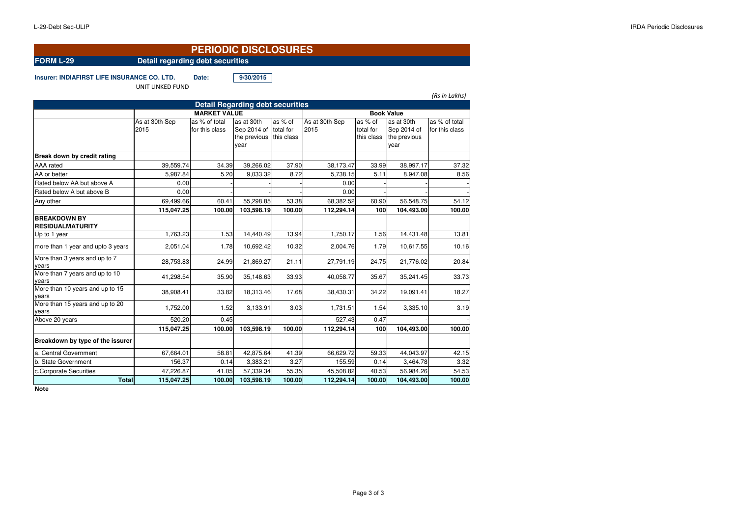# PERIODIC DISCLOSURES

**FORM L-29** **Detail regarding debt securities**

**Insurer: INDIAFIRST LIFE INSURANCE CO. LTD.** **Date:** 9/30/2015

UNIT LINKED FUND

*(Rs in Lakhs)*

| Detail Regarding debt securities | | | | | | | | |
|---|---|---|---|---|---|---|---|---|
| | MARKET VALUE | | | | Book Value | | | |
| | As at 30th Sep 2015 | as % of total for this class | as at 30th Sep 2014 of the previous year | as % of total for this class | As at 30th Sep 2015 | as % of total for this class | as at 30th Sep 2014 of the previous year | as % of total for this class |
| **Break down by credit rating** | | | | | | | | |
| AAA rated | 39,559.74 | 34.39 | 39,266.02 | 37.90 | 38,173.47 | 33.99 | 38,997.17 | 37.32 |
| AA or better | 5,987.84 | 5.20 | 9,033.32 | 8.72 | 5,738.15 | 5.11 | 8,947.08 | 8.56 |
| Rated below AA but above A | 0.00 | - | - | - | 0.00 | - | - | - |
| Rated below A but above B | 0.00 | - | - | - | 0.00 | - | - | - |
| Any other | 69,499.66 | 60.41 | 55,298.85 | 53.38 | 68,382.52 | 60.90 | 56,548.75 | 54.12 |
| | **115,047.25** | **100.00** | **103,598.19** | **100.00** | **112,294.14** | **100** | **104,493.00** | **100.00** |
| **BREAKDOWN BY RESIDUALMATURITY** | | | | | | | | |
| Up to 1 year | 1,763.23 | 1.53 | 14,440.49 | 13.94 | 1,750.17 | 1.56 | 14,431.48 | 13.81 |
| more than 1 year and upto 3 years | 2,051.04 | 1.78 | 10,692.42 | 10.32 | 2,004.76 | 1.79 | 10,617.55 | 10.16 |
| More than 3 years and up to 7 years | 28,753.83 | 24.99 | 21,869.27 | 21.11 | 27,791.19 | 24.75 | 21,776.02 | 20.84 |
| More than 7 years and up to 10 years | 41,298.54 | 35.90 | 35,148.63 | 33.93 | 40,058.77 | 35.67 | 35,241.45 | 33.73 |
| More than 10 years and up to 15 years | 38,908.41 | 33.82 | 18,313.46 | 17.68 | 38,430.31 | 34.22 | 19,091.41 | 18.27 |
| More than 15 years and up to 20 years | 1,752.00 | 1.52 | 3,133.91 | 3.03 | 1,731.51 | 1.54 | 3,335.10 | 3.19 |
| Above 20 years | 520.20 | 0.45 | - | - | 527.43 | 0.47 | - | - |
| | **115,047.25** | **100.00** | **103,598.19** | **100.00** | **112,294.14** | **100** | **104,493.00** | **100.00** |
| **Breakdown by type of the issurer** | | | | | | | | |
| a. Central Government | 67,664.01 | 58.81 | 42,875.64 | 41.39 | 66,629.72 | 59.33 | 44,043.97 | 42.15 |
| b. State Government | 156.37 | 0.14 | 3,383.21 | 3.27 | 155.59 | 0.14 | 3,464.78 | 3.32 |
| c.Corporate Securities | 47,226.87 | 41.05 | 57,339.34 | 55.35 | 45,508.82 | 40.53 | 56,984.26 | 54.53 |
| **Total** | **115,047.25** | **100.00** | **103,598.19** | **100.00** | **112,294.14** | **100.00** | **104,493.00** | **100.00** |

**Note**